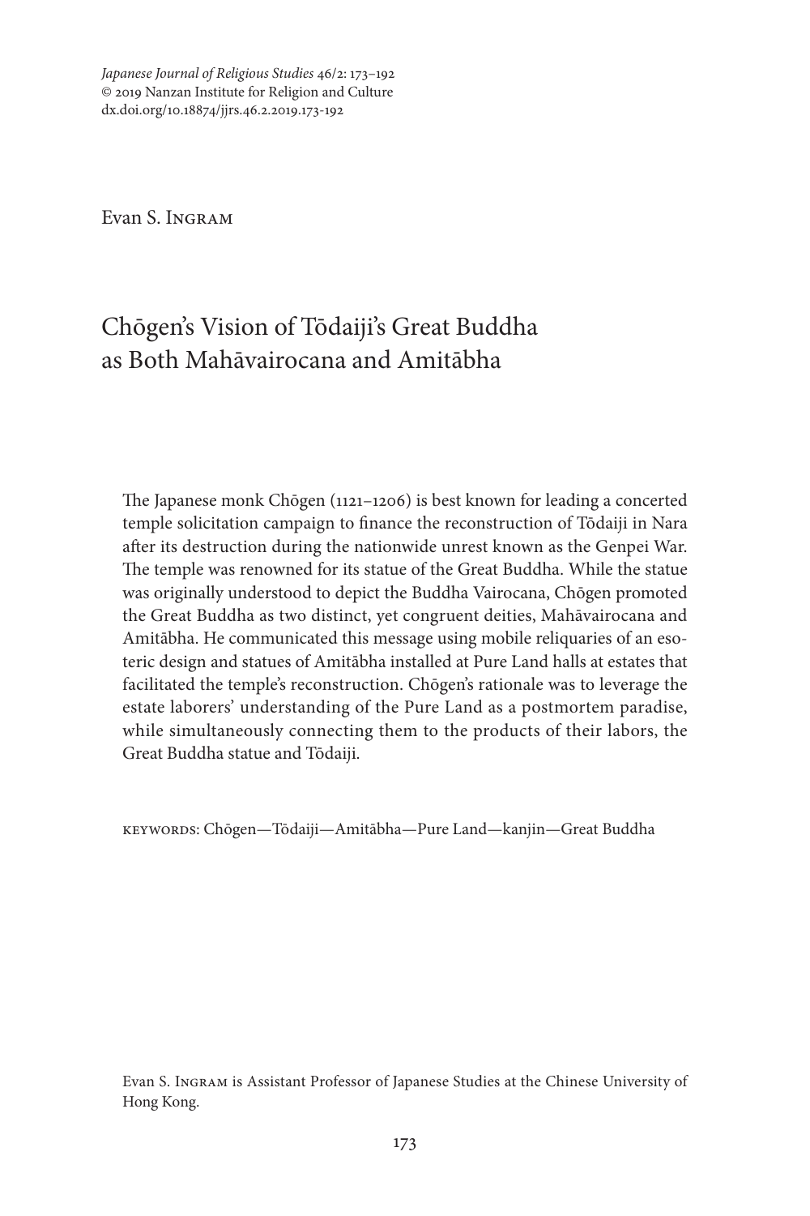*Japanese Journal of Religious Studies* 46/2: 173–192
© 2019 Nanzan Institute for Religion and Culture
dx.doi.org/10.18874/jjrs.46.2.2019.173-192

Evan S. Ingram

# Chōgen's Vision of Tōdaiji's Great Buddha as Both Mahāvairocana and Amitābha

The Japanese monk Chōgen (1121–1206) is best known for leading a concerted temple solicitation campaign to finance the reconstruction of Tōdaiji in Nara after its destruction during the nationwide unrest known as the Genpei War. The temple was renowned for its statue of the Great Buddha. While the statue was originally understood to depict the Buddha Vairocana, Chōgen promoted the Great Buddha as two distinct, yet congruent deities, Mahāvairocana and Amitābha. He communicated this message using mobile reliquaries of an esoteric design and statues of Amitābha installed at Pure Land halls at estates that facilitated the temple's reconstruction. Chōgen's rationale was to leverage the estate laborers' understanding of the Pure Land as a postmortem paradise, while simultaneously connecting them to the products of their labors, the Great Buddha statue and Tōdaiji.

keywords: Chōgen—Tōdaiji—Amitābha—Pure Land—kanjin—Great Buddha

Evan S. Ingram is Assistant Professor of Japanese Studies at the Chinese University of Hong Kong.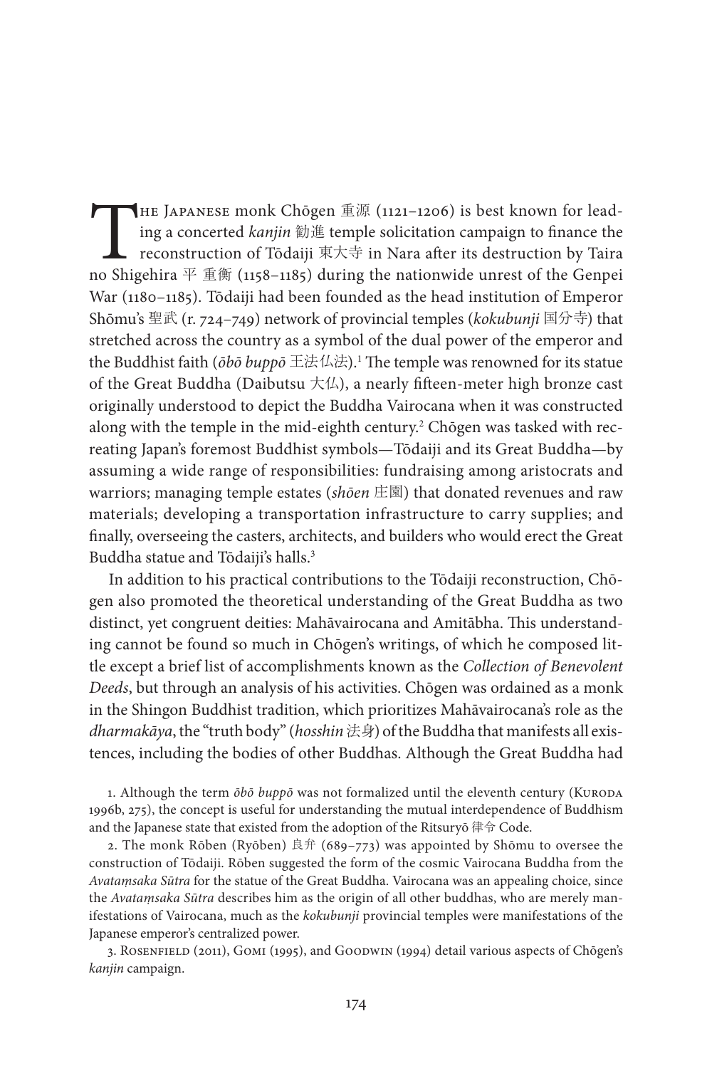The Japanese monk Chōgen 重源 (1121–1206) is best known for leading a concerted *kanjin* 勧進 temple solicitation campaign to finance the reconstruction of Tōdaiji 東大寺 in Nara after its destruction by Taira no Shigehira 平 重衡 (1158–1185) during the nationwide unrest of the Genpei War (1180–1185). Tōdaiji had been founded as the head institution of Emperor Shōmu's 聖武 (r. 724–749) network of provincial temples (*kokubunji* 国分寺) that stretched across the country as a symbol of the dual power of the emperor and the Buddhist faith (*ōbō buppō* 王法仏法).[1] The temple was renowned for its statue of the Great Buddha (Daibutsu 大仏), a nearly fifteen-meter high bronze cast originally understood to depict the Buddha Vairocana when it was constructed along with the temple in the mid-eighth century.[2] Chōgen was tasked with recreating Japan's foremost Buddhist symbols—Tōdaiji and its Great Buddha—by assuming a wide range of responsibilities: fundraising among aristocrats and warriors; managing temple estates (*shōen* 庄園) that donated revenues and raw materials; developing a transportation infrastructure to carry supplies; and finally, overseeing the casters, architects, and builders who would erect the Great Buddha statue and Tōdaiji's halls.[3]

In addition to his practical contributions to the Tōdaiji reconstruction, Chōgen also promoted the theoretical understanding of the Great Buddha as two distinct, yet congruent deities: Mahāvairocana and Amitābha. This understanding cannot be found so much in Chōgen's writings, of which he composed little except a brief list of accomplishments known as the *Collection of Benevolent Deeds*, but through an analysis of his activities. Chōgen was ordained as a monk in the Shingon Buddhist tradition, which prioritizes Mahāvairocana's role as the *dharmakāya*, the "truth body" (*hosshin* 法身) of the Buddha that manifests all existences, including the bodies of other Buddhas. Although the Great Buddha had

1. Although the term *ōbō buppō* was not formalized until the eleventh century (Kuroda 1996b, 275), the concept is useful for understanding the mutual interdependence of Buddhism and the Japanese state that existed from the adoption of the Ritsuryō 律令 Code.

2. The monk Rōben (Ryōben) 良弁 (689–773) was appointed by Shōmu to oversee the construction of Tōdaiji. Rōben suggested the form of the cosmic Vairocana Buddha from the *Avataṃsaka Sūtra* for the statue of the Great Buddha. Vairocana was an appealing choice, since the *Avataṃsaka Sūtra* describes him as the origin of all other buddhas, who are merely manifestations of Vairocana, much as the *kokubunji* provincial temples were manifestations of the Japanese emperor's centralized power.

3. Rosenfield (2011), Gomi (1995), and Goodwin (1994) detail various aspects of Chōgen's *kanjin* campaign.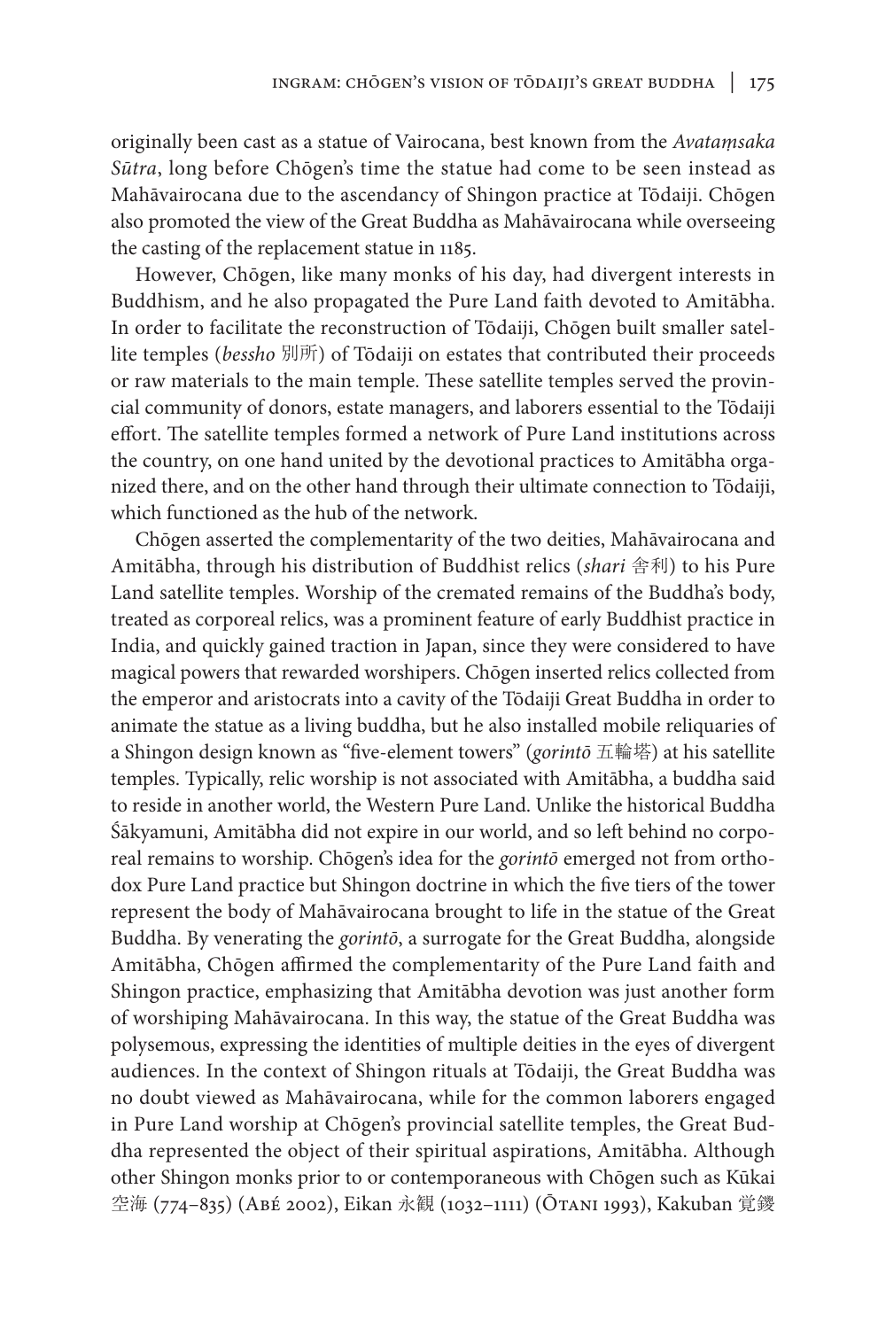originally been cast as a statue of Vairocana, best known from the *Avataṃsaka Sūtra*, long before Chōgen's time the statue had come to be seen instead as Mahāvairocana due to the ascendancy of Shingon practice at Tōdaiji. Chōgen also promoted the view of the Great Buddha as Mahāvairocana while overseeing the casting of the replacement statue in 1185.

However, Chōgen, like many monks of his day, had divergent interests in Buddhism, and he also propagated the Pure Land faith devoted to Amitābha. In order to facilitate the reconstruction of Tōdaiji, Chōgen built smaller satellite temples (*bessho* 別所) of Tōdaiji on estates that contributed their proceeds or raw materials to the main temple. These satellite temples served the provincial community of donors, estate managers, and laborers essential to the Tōdaiji effort. The satellite temples formed a network of Pure Land institutions across the country, on one hand united by the devotional practices to Amitābha organized there, and on the other hand through their ultimate connection to Tōdaiji, which functioned as the hub of the network.

Chōgen asserted the complementarity of the two deities, Mahāvairocana and Amitābha, through his distribution of Buddhist relics (*shari* 舎利) to his Pure Land satellite temples. Worship of the cremated remains of the Buddha's body, treated as corporeal relics, was a prominent feature of early Buddhist practice in India, and quickly gained traction in Japan, since they were considered to have magical powers that rewarded worshipers. Chōgen inserted relics collected from the emperor and aristocrats into a cavity of the Tōdaiji Great Buddha in order to animate the statue as a living buddha, but he also installed mobile reliquaries of a Shingon design known as "five-element towers" (*gorintō* 五輪塔) at his satellite temples. Typically, relic worship is not associated with Amitābha, a buddha said to reside in another world, the Western Pure Land. Unlike the historical Buddha Śākyamuni, Amitābha did not expire in our world, and so left behind no corporeal remains to worship. Chōgen's idea for the *gorintō* emerged not from orthodox Pure Land practice but Shingon doctrine in which the five tiers of the tower represent the body of Mahāvairocana brought to life in the statue of the Great Buddha. By venerating the *gorintō*, a surrogate for the Great Buddha, alongside Amitābha, Chōgen affirmed the complementarity of the Pure Land faith and Shingon practice, emphasizing that Amitābha devotion was just another form of worshiping Mahāvairocana. In this way, the statue of the Great Buddha was polysemous, expressing the identities of multiple deities in the eyes of divergent audiences. In the context of Shingon rituals at Tōdaiji, the Great Buddha was no doubt viewed as Mahāvairocana, while for the common laborers engaged in Pure Land worship at Chōgen's provincial satellite temples, the Great Buddha represented the object of their spiritual aspirations, Amitābha. Although other Shingon monks prior to or contemporaneous with Chōgen such as Kūkai 空海 (774–835) (Abé 2002), Eikan 永観 (1032–1111) (Ōtani 1993), Kakuban 覚鑁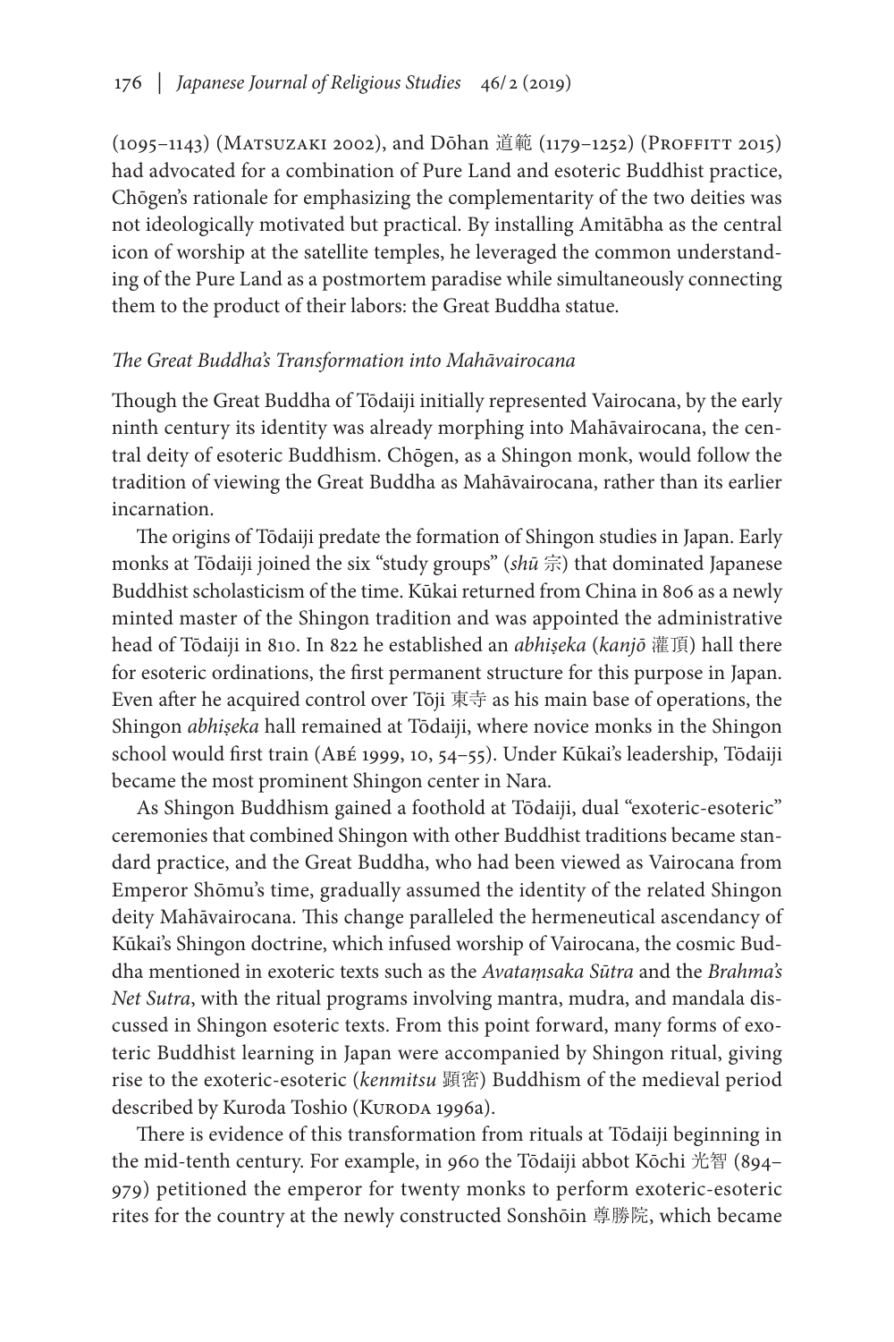(1095–1143) (Matsuzaki 2002), and Dōhan 道範 (1179–1252) (Proffitt 2015) had advocated for a combination of Pure Land and esoteric Buddhist practice, Chōgen's rationale for emphasizing the complementarity of the two deities was not ideologically motivated but practical. By installing Amitābha as the central icon of worship at the satellite temples, he leveraged the common understanding of the Pure Land as a postmortem paradise while simultaneously connecting them to the product of their labors: the Great Buddha statue.

### *The Great Buddha's Transformation into Mahāvairocana*

Though the Great Buddha of Tōdaiji initially represented Vairocana, by the early ninth century its identity was already morphing into Mahāvairocana, the central deity of esoteric Buddhism. Chōgen, as a Shingon monk, would follow the tradition of viewing the Great Buddha as Mahāvairocana, rather than its earlier incarnation.

The origins of Tōdaiji predate the formation of Shingon studies in Japan. Early monks at Tōdaiji joined the six "study groups" (*shū* 宗) that dominated Japanese Buddhist scholasticism of the time. Kūkai returned from China in 806 as a newly minted master of the Shingon tradition and was appointed the administrative head of Tōdaiji in 810. In 822 he established an *abhiṣeka* (*kanjō* 灌頂) hall there for esoteric ordinations, the first permanent structure for this purpose in Japan. Even after he acquired control over Tōji 東寺 as his main base of operations, the Shingon *abhiṣeka* hall remained at Tōdaiji, where novice monks in the Shingon school would first train (Abé 1999, 10, 54–55). Under Kūkai's leadership, Tōdaiji became the most prominent Shingon center in Nara.

As Shingon Buddhism gained a foothold at Tōdaiji, dual "exoteric-esoteric" ceremonies that combined Shingon with other Buddhist traditions became standard practice, and the Great Buddha, who had been viewed as Vairocana from Emperor Shōmu's time, gradually assumed the identity of the related Shingon deity Mahāvairocana. This change paralleled the hermeneutical ascendancy of Kūkai's Shingon doctrine, which infused worship of Vairocana, the cosmic Buddha mentioned in exoteric texts such as the *Avataṃsaka Sūtra* and the *Brahma's Net Sutra*, with the ritual programs involving mantra, mudra, and mandala discussed in Shingon esoteric texts. From this point forward, many forms of exoteric Buddhist learning in Japan were accompanied by Shingon ritual, giving rise to the exoteric-esoteric (*kenmitsu* 顕密) Buddhism of the medieval period described by Kuroda Toshio (Kuroda 1996a).

There is evidence of this transformation from rituals at Tōdaiji beginning in the mid-tenth century. For example, in 960 the Tōdaiji abbot Kōchi 光智 (894–979) petitioned the emperor for twenty monks to perform exoteric-esoteric rites for the country at the newly constructed Sonshōin 尊勝院, which became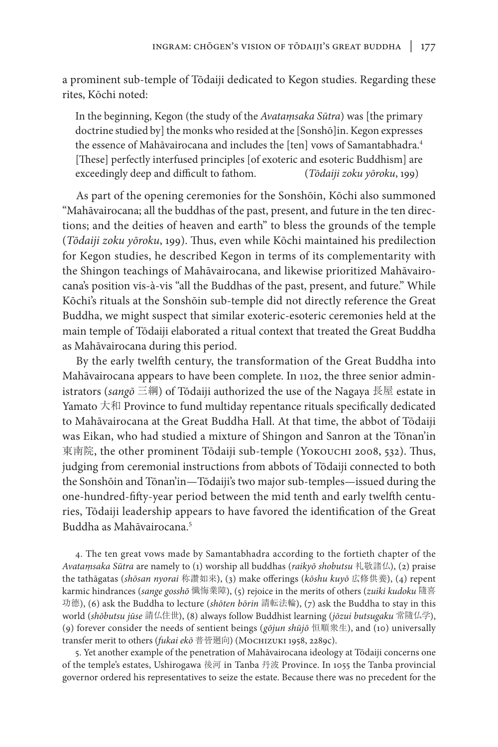a prominent sub-temple of Tōdaiji dedicated to Kegon studies. Regarding these rites, Kōchi noted:

> In the beginning, Kegon (the study of the *Avataṃsaka Sūtra*) was [the primary doctrine studied by] the monks who resided at the [Sonshō]in. Kegon expresses the essence of Mahāvairocana and includes the [ten] vows of Samantabhadra.[4] [These] perfectly interfused principles [of exoteric and esoteric Buddhism] are exceedingly deep and difficult to fathom. (*Tōdaiji zoku yōroku*, 199)

As part of the opening ceremonies for the Sonshōin, Kōchi also summoned "Mahāvairocana; all the buddhas of the past, present, and future in the ten directions; and the deities of heaven and earth" to bless the grounds of the temple (*Tōdaiji zoku yōroku*, 199). Thus, even while Kōchi maintained his predilection for Kegon studies, he described Kegon in terms of its complementarity with the Shingon teachings of Mahāvairocana, and likewise prioritized Mahāvairocana's position vis-à-vis "all the Buddhas of the past, present, and future." While Kōchi's rituals at the Sonshōin sub-temple did not directly reference the Great Buddha, we might suspect that similar exoteric-esoteric ceremonies held at the main temple of Tōdaiji elaborated a ritual context that treated the Great Buddha as Mahāvairocana during this period.

By the early twelfth century, the transformation of the Great Buddha into Mahāvairocana appears to have been complete. In 1102, the three senior administrators (*sangō* 三綱) of Tōdaiji authorized the use of the Nagaya 長屋 estate in Yamato 大和 Province to fund multiday repentance rituals specifically dedicated to Mahāvairocana at the Great Buddha Hall. At that time, the abbot of Tōdaiji was Eikan, who had studied a mixture of Shingon and Sanron at the Tōnan'in 東南院, the other prominent Tōdaiji sub-temple (Yokouchi 2008, 532). Thus, judging from ceremonial instructions from abbots of Tōdaiji connected to both the Sonshōin and Tōnan'in—Tōdaiji's two major sub-temples—issued during the one-hundred-fifty-year period between the mid tenth and early twelfth centuries, Tōdaiji leadership appears to have favored the identification of the Great Buddha as Mahāvairocana.[5]

4. The ten great vows made by Samantabhadra according to the fortieth chapter of the *Avataṃsaka Sūtra* are namely to (1) worship all buddhas (*raikyō shobutsu* 礼敬諸仏), (2) praise the tathāgatas (*shōsan nyorai* 称讃如来), (3) make offerings (*kōshu kuyō* 広修供養), (4) repent karmic hindrances (*sange gosshō* 懺悔業障), (5) rejoice in the merits of others (*zuiki kudoku* 随喜功徳), (6) ask the Buddha to lecture (*shōten bōrin* 請転法輪), (7) ask the Buddha to stay in this world (*shōbutsu jūse* 請仏住世), (8) always follow Buddhist learning (*jōzui butsugaku* 常随仏学), (9) forever consider the needs of sentient beings (*gōjun shūjō* 恒順衆生), and (10) universally transfer merit to others (*fukai ekō* 普皆廻向) (Mochizuki 1958, 2289c).

5. Yet another example of the penetration of Mahāvairocana ideology at Tōdaiji concerns one of the temple's estates, Ushirogawa 後河 in Tanba 丹波 Province. In 1055 the Tanba provincial governor ordered his representatives to seize the estate. Because there was no precedent for the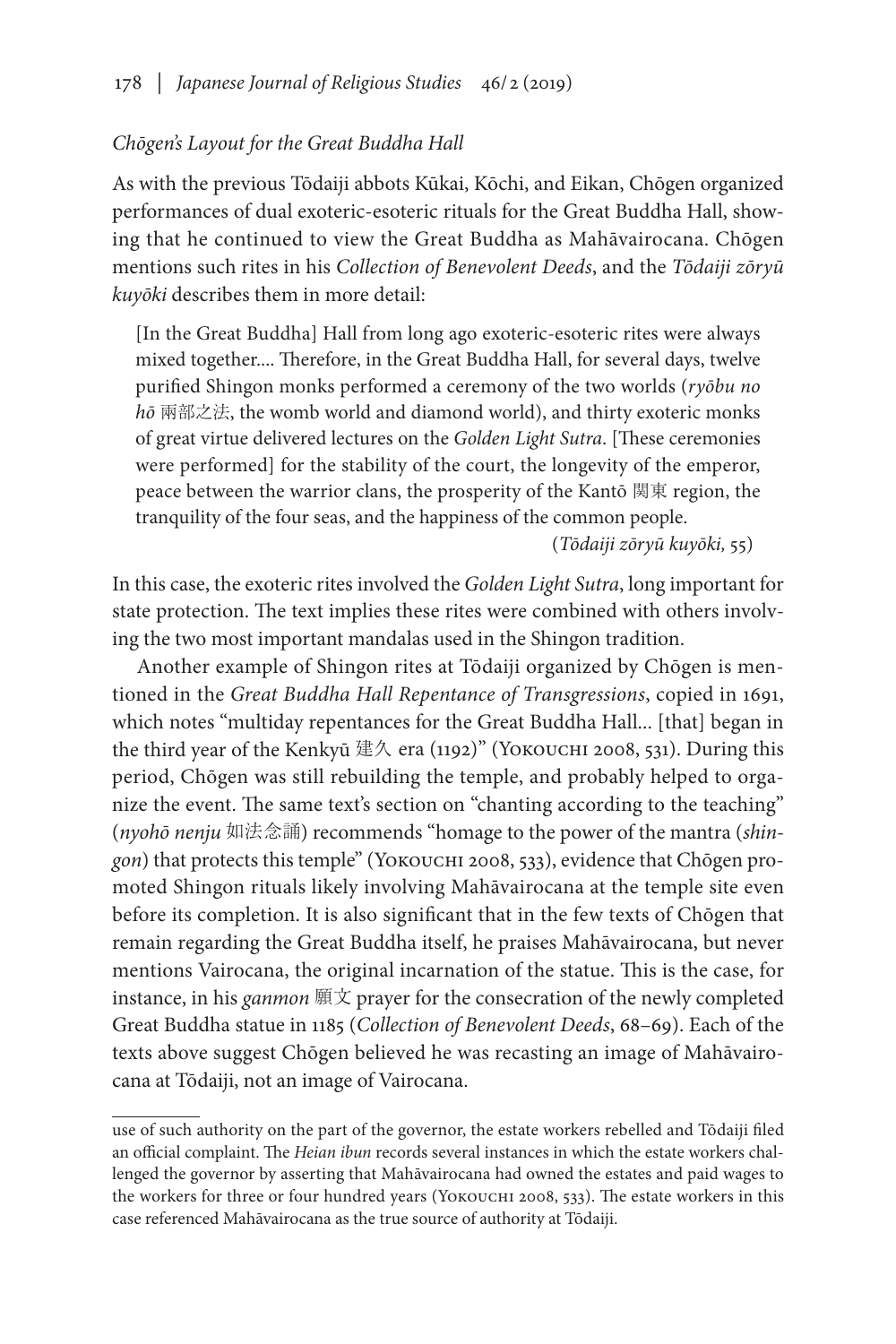*Chōgen's Layout for the Great Buddha Hall*

As with the previous Tōdaiji abbots Kūkai, Kōchi, and Eikan, Chōgen organized performances of dual exoteric-esoteric rituals for the Great Buddha Hall, showing that he continued to view the Great Buddha as Mahāvairocana. Chōgen mentions such rites in his *Collection of Benevolent Deeds*, and the *Tōdaiji zōryū kuyōki* describes them in more detail:

> [In the Great Buddha] Hall from long ago exoteric-esoteric rites were always mixed together.... Therefore, in the Great Buddha Hall, for several days, twelve purified Shingon monks performed a ceremony of the two worlds (*ryōbu no hō* 両部之法, the womb world and diamond world), and thirty exoteric monks of great virtue delivered lectures on the *Golden Light Sutra*. [These ceremonies were performed] for the stability of the court, the longevity of the emperor, peace between the warrior clans, the prosperity of the Kantō 関東 region, the tranquility of the four seas, and the happiness of the common people.
>
> (*Tōdaiji zōryū kuyōki,* 55)

In this case, the exoteric rites involved the *Golden Light Sutra*, long important for state protection. The text implies these rites were combined with others involving the two most important mandalas used in the Shingon tradition.

Another example of Shingon rites at Tōdaiji organized by Chōgen is mentioned in the *Great Buddha Hall Repentance of Transgressions*, copied in 1691, which notes "multiday repentances for the Great Buddha Hall... [that] began in the third year of the Kenkyū 建久 era (1192)" (Yokouchi 2008, 531). During this period, Chōgen was still rebuilding the temple, and probably helped to organize the event. The same text's section on "chanting according to the teaching" (*nyohō nenju* 如法念誦) recommends "homage to the power of the mantra (*shingon*) that protects this temple" (Yokouchi 2008, 533), evidence that Chōgen promoted Shingon rituals likely involving Mahāvairocana at the temple site even before its completion. It is also significant that in the few texts of Chōgen that remain regarding the Great Buddha itself, he praises Mahāvairocana, but never mentions Vairocana, the original incarnation of the statue. This is the case, for instance, in his *ganmon* 願文 prayer for the consecration of the newly completed Great Buddha statue in 1185 (*Collection of Benevolent Deeds*, 68–69). Each of the texts above suggest Chōgen believed he was recasting an image of Mahāvairocana at Tōdaiji, not an image of Vairocana.

---

use of such authority on the part of the governor, the estate workers rebelled and Tōdaiji filed an official complaint. The *Heian ibun* records several instances in which the estate workers challenged the governor by asserting that Mahāvairocana had owned the estates and paid wages to the workers for three or four hundred years (Yokouchi 2008, 533). The estate workers in this case referenced Mahāvairocana as the true source of authority at Tōdaiji.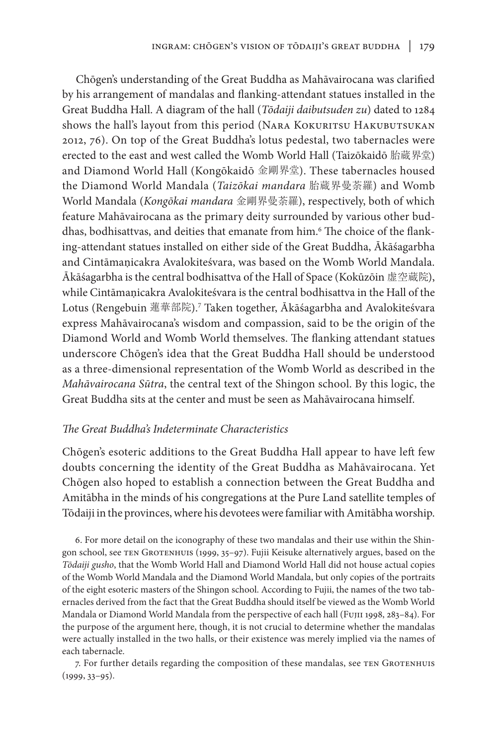Chōgen's understanding of the Great Buddha as Mahāvairocana was clarified by his arrangement of mandalas and flanking-attendant statues installed in the Great Buddha Hall. A diagram of the hall (*Tōdaiji daibutsuden zu*) dated to 1284 shows the hall's layout from this period (Nara Kokuritsu Hakubutsukan 2012, 76). On top of the Great Buddha's lotus pedestal, two tabernacles were erected to the east and west called the Womb World Hall (Taizōkaidō 胎蔵界堂) and Diamond World Hall (Kongōkaidō 金剛界堂). These tabernacles housed the Diamond World Mandala (*Taizōkai mandara* 胎蔵界曼荼羅) and Womb World Mandala (*Kongōkai mandara* 金剛界曼荼羅), respectively, both of which feature Mahāvairocana as the primary deity surrounded by various other buddhas, bodhisattvas, and deities that emanate from him.[6] The choice of the flanking-attendant statues installed on either side of the Great Buddha, Ākāśagarbha and Cintāmaṇicakra Avalokiteśvara, was based on the Womb World Mandala. Ākāśagarbha is the central bodhisattva of the Hall of Space (Kokūzōin 虚空蔵院), while Cintāmaṇicakra Avalokiteśvara is the central bodhisattva in the Hall of the Lotus (Rengebuin 蓮華部院).[7] Taken together, Ākāśagarbha and Avalokiteśvara express Mahāvairocana's wisdom and compassion, said to be the origin of the Diamond World and Womb World themselves. The flanking attendant statues underscore Chōgen's idea that the Great Buddha Hall should be understood as a three-dimensional representation of the Womb World as described in the *Mahāvairocana Sūtra*, the central text of the Shingon school. By this logic, the Great Buddha sits at the center and must be seen as Mahāvairocana himself.

### *The Great Buddha's Indeterminate Characteristics*

Chōgen's esoteric additions to the Great Buddha Hall appear to have left few doubts concerning the identity of the Great Buddha as Mahāvairocana. Yet Chōgen also hoped to establish a connection between the Great Buddha and Amitābha in the minds of his congregations at the Pure Land satellite temples of Tōdaiji in the provinces, where his devotees were familiar with Amitābha worship.

6. For more detail on the iconography of these two mandalas and their use within the Shingon school, see ten Grotenhuis (1999, 35–97). Fujii Keisuke alternatively argues, based on the *Tōdaiji gusho*, that the Womb World Hall and Diamond World Hall did not house actual copies of the Womb World Mandala and the Diamond World Mandala, but only copies of the portraits of the eight esoteric masters of the Shingon school. According to Fujii, the names of the two tabernacles derived from the fact that the Great Buddha should itself be viewed as the Womb World Mandala or Diamond World Mandala from the perspective of each hall (Fujii 1998, 283–84). For the purpose of the argument here, though, it is not crucial to determine whether the mandalas were actually installed in the two halls, or their existence was merely implied via the names of each tabernacle.

7. For further details regarding the composition of these mandalas, see ten Grotenhuis (1999, 33–95).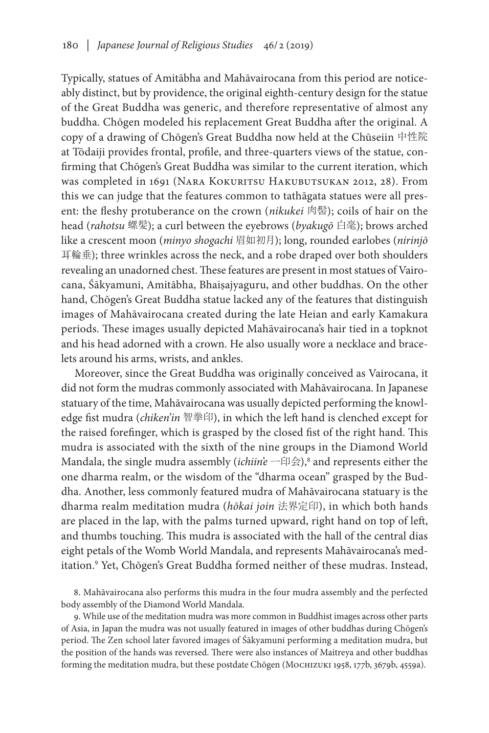Typically, statues of Amitābha and Mahāvairocana from this period are noticeably distinct, but by providence, the original eighth-century design for the statue of the Great Buddha was generic, and therefore representative of almost any buddha. Chōgen modeled his replacement Great Buddha after the original. A copy of a drawing of Chōgen's Great Buddha now held at the Chūseiin 中性院 at Tōdaiji provides frontal, profile, and three-quarters views of the statue, confirming that Chōgen's Great Buddha was similar to the current iteration, which was completed in 1691 (Nara Kokuritsu Hakubutsukan 2012, 28). From this we can judge that the features common to tathāgata statues were all present: the fleshy protuberance on the crown (*nikukei* 肉髻); coils of hair on the head (*rahotsu* 螺髪); a curl between the eyebrows (*byakugō* 白毫); brows arched like a crescent moon (*minyo shogachi* 眉如初月); long, rounded earlobes (*nirinjō* 耳輪垂); three wrinkles across the neck, and a robe draped over both shoulders revealing an unadorned chest. These features are present in most statues of Vairocana, Śākyamuni, Amitābha, Bhaiṣajyaguru, and other buddhas. On the other hand, Chōgen's Great Buddha statue lacked any of the features that distinguish images of Mahāvairocana created during the late Heian and early Kamakura periods. These images usually depicted Mahāvairocana's hair tied in a topknot and his head adorned with a crown. He also usually wore a necklace and bracelets around his arms, wrists, and ankles.

Moreover, since the Great Buddha was originally conceived as Vairocana, it did not form the mudras commonly associated with Mahāvairocana. In Japanese statuary of the time, Mahāvairocana was usually depicted performing the knowledge fist mudra (*chiken'in* 智拳印), in which the left hand is clenched except for the raised forefinger, which is grasped by the closed fist of the right hand. This mudra is associated with the sixth of the nine groups in the Diamond World Mandala, the single mudra assembly (*ichiin'e* 一印会),[8] and represents either the one dharma realm, or the wisdom of the "dharma ocean" grasped by the Buddha. Another, less commonly featured mudra of Mahāvairocana statuary is the dharma realm meditation mudra (*hōkai join* 法界定印), in which both hands are placed in the lap, with the palms turned upward, right hand on top of left, and thumbs touching. This mudra is associated with the hall of the central dias eight petals of the Womb World Mandala, and represents Mahāvairocana's meditation.[9] Yet, Chōgen's Great Buddha formed neither of these mudras. Instead,

8. Mahāvairocana also performs this mudra in the four mudra assembly and the perfected body assembly of the Diamond World Mandala.

9. While use of the meditation mudra was more common in Buddhist images across other parts of Asia, in Japan the mudra was not usually featured in images of other buddhas during Chōgen's period. The Zen school later favored images of Śākyamuni performing a meditation mudra, but the position of the hands was reversed. There were also instances of Maitreya and other buddhas forming the meditation mudra, but these postdate Chōgen (Mochizuki 1958, 177b, 3679b, 4559a).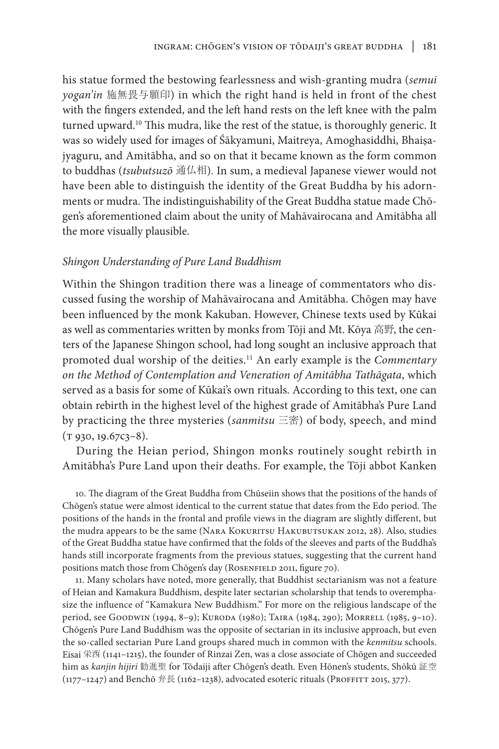his statue formed the bestowing fearlessness and wish-granting mudra (*semui yogan'in* 施無畏与願印) in which the right hand is held in front of the chest with the fingers extended, and the left hand rests on the left knee with the palm turned upward.[10] This mudra, like the rest of the statue, is thoroughly generic. It was so widely used for images of Śākyamuni, Maitreya, Amoghasiddhi, Bhaiṣajyaguru, and Amitābha, and so on that it became known as the form common to buddhas (*tsubutsuzō* 通仏相). In sum, a medieval Japanese viewer would not have been able to distinguish the identity of the Great Buddha by his adornments or mudra. The indistinguishability of the Great Buddha statue made Chōgen's aforementioned claim about the unity of Mahāvairocana and Amitābha all the more visually plausible.

### *Shingon Understanding of Pure Land Buddhism*

Within the Shingon tradition there was a lineage of commentators who discussed fusing the worship of Mahāvairocana and Amitābha. Chōgen may have been influenced by the monk Kakuban. However, Chinese texts used by Kūkai as well as commentaries written by monks from Tōji and Mt. Kōya 高野, the centers of the Japanese Shingon school, had long sought an inclusive approach that promoted dual worship of the deities.[11] An early example is the *Commentary on the Method of Contemplation and Veneration of Amitābha Tathāgata*, which served as a basis for some of Kūkai's own rituals. According to this text, one can obtain rebirth in the highest level of the highest grade of Amitābha's Pure Land by practicing the three mysteries (*sanmitsu* 三密) of body, speech, and mind (T 930, 19.67c3–8).

During the Heian period, Shingon monks routinely sought rebirth in Amitābha's Pure Land upon their deaths. For example, the Tōji abbot Kanken

10. The diagram of the Great Buddha from Chūseiin shows that the positions of the hands of Chōgen's statue were almost identical to the current statue that dates from the Edo period. The positions of the hands in the frontal and profile views in the diagram are slightly different, but the mudra appears to be the same (Nara Kokuritsu Hakubutsukan 2012, 28). Also, studies of the Great Buddha statue have confirmed that the folds of the sleeves and parts of the Buddha's hands still incorporate fragments from the previous statues, suggesting that the current hand positions match those from Chōgen's day (Rosenfield 2011, figure 70).

11. Many scholars have noted, more generally, that Buddhist sectarianism was not a feature of Heian and Kamakura Buddhism, despite later sectarian scholarship that tends to overemphasize the influence of "Kamakura New Buddhism." For more on the religious landscape of the period, see Goodwin (1994, 8–9); Kuroda (1980); Taira (1984, 290); Morrell (1985, 9–10). Chōgen's Pure Land Buddhism was the opposite of sectarian in its inclusive approach, but even the so-called sectarian Pure Land groups shared much in common with the *kenmitsu* schools. Eisai 栄西 (1141–1215), the founder of Rinzai Zen, was a close associate of Chōgen and succeeded him as *kanjin hijiri* 勧進聖 for Tōdaiji after Chōgen's death. Even Hōnen's students, Shōkū 証空 (1177–1247) and Benchō 弁長 (1162–1238), advocated esoteric rituals (Proffitt 2015, 377).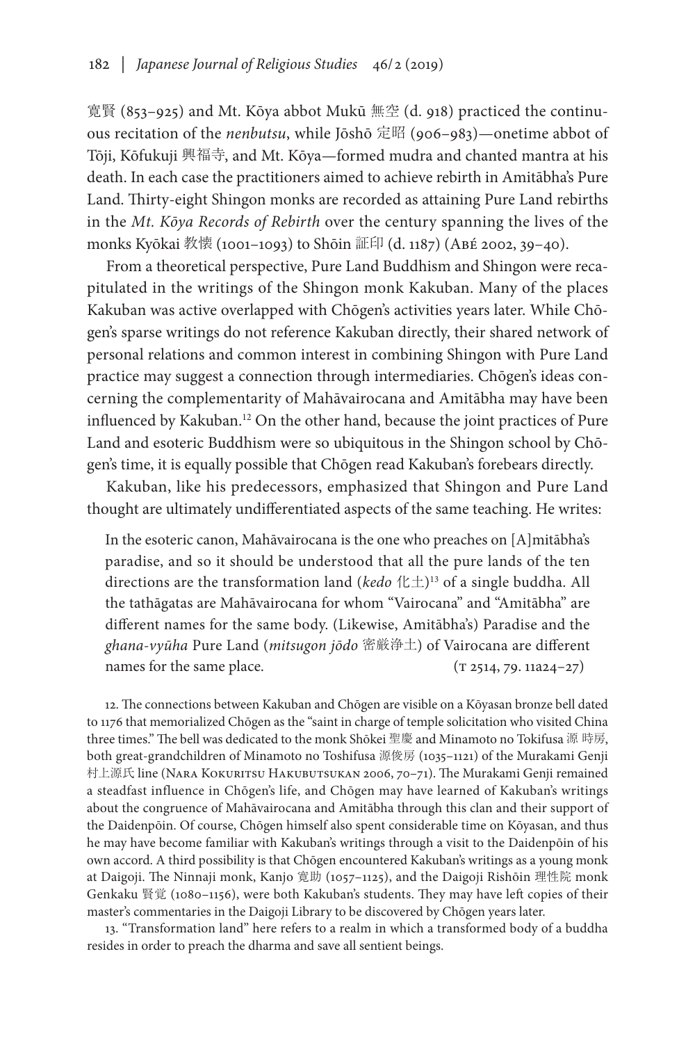寛賢 (853–925) and Mt. Kōya abbot Mukū 無空 (d. 918) practiced the continuous recitation of the *nenbutsu*, while Jōshō 定昭 (906–983)—onetime abbot of Tōji, Kōfukuji 興福寺, and Mt. Kōya—formed mudra and chanted mantra at his death. In each case the practitioners aimed to achieve rebirth in Amitābha's Pure Land. Thirty-eight Shingon monks are recorded as attaining Pure Land rebirths in the *Mt. Kōya Records of Rebirth* over the century spanning the lives of the monks Kyōkai 教懐 (1001–1093) to Shōin 証印 (d. 1187) (Abé 2002, 39–40).

From a theoretical perspective, Pure Land Buddhism and Shingon were recapitulated in the writings of the Shingon monk Kakuban. Many of the places Kakuban was active overlapped with Chōgen's activities years later. While Chōgen's sparse writings do not reference Kakuban directly, their shared network of personal relations and common interest in combining Shingon with Pure Land practice may suggest a connection through intermediaries. Chōgen's ideas concerning the complementarity of Mahāvairocana and Amitābha may have been influenced by Kakuban.[12] On the other hand, because the joint practices of Pure Land and esoteric Buddhism were so ubiquitous in the Shingon school by Chōgen's time, it is equally possible that Chōgen read Kakuban's forebears directly.

Kakuban, like his predecessors, emphasized that Shingon and Pure Land thought are ultimately undifferentiated aspects of the same teaching. He writes:

> In the esoteric canon, Mahāvairocana is the one who preaches on [A]mitābha's paradise, and so it should be understood that all the pure lands of the ten directions are the transformation land (*kedo* 化土)[13] of a single buddha. All the tathāgatas are Mahāvairocana for whom "Vairocana" and "Amitābha" are different names for the same body. (Likewise, Amitābha's) Paradise and the *ghana-vyūha* Pure Land (*mitsugon jōdo* 密厳浄土) of Vairocana are different names for the same place. (T 2514, 79. 11a24–27)

12. The connections between Kakuban and Chōgen are visible on a Kōyasan bronze bell dated to 1176 that memorialized Chōgen as the "saint in charge of temple solicitation who visited China three times." The bell was dedicated to the monk Shōkei 聖慶 and Minamoto no Tokifusa 源 時房, both great-grandchildren of Minamoto no Toshifusa 源俊房 (1035–1121) of the Murakami Genji 村上源氏 line (Nara Kokuritsu Hakubutsukan 2006, 70–71). The Murakami Genji remained a steadfast influence in Chōgen's life, and Chōgen may have learned of Kakuban's writings about the congruence of Mahāvairocana and Amitābha through this clan and their support of the Daidenpōin. Of course, Chōgen himself also spent considerable time on Kōyasan, and thus he may have become familiar with Kakuban's writings through a visit to the Daidenpōin of his own accord. A third possibility is that Chōgen encountered Kakuban's writings as a young monk at Daigoji. The Ninnaji monk, Kanjo 寛助 (1057–1125), and the Daigoji Rishōin 理性院 monk Genkaku 賢覚 (1080–1156), were both Kakuban's students. They may have left copies of their master's commentaries in the Daigoji Library to be discovered by Chōgen years later.

13. "Transformation land" here refers to a realm in which a transformed body of a buddha resides in order to preach the dharma and save all sentient beings.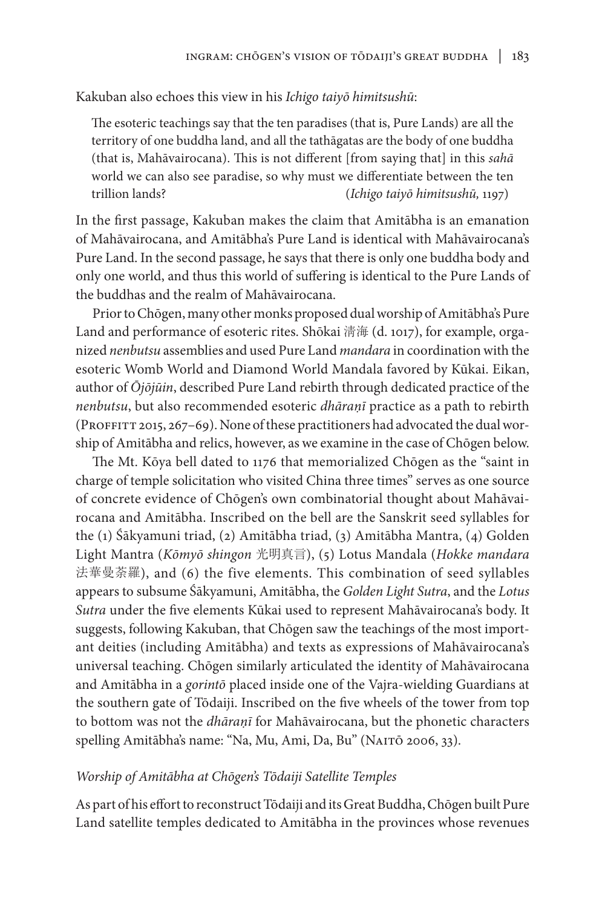Kakuban also echoes this view in his *Ichigo taiyō himitsushū*:

> The esoteric teachings say that the ten paradises (that is, Pure Lands) are all the territory of one buddha land, and all the tathāgatas are the body of one buddha (that is, Mahāvairocana). This is not different [from saying that] in this *sahā* world we can also see paradise, so why must we differentiate between the ten trillion lands? (*Ichigo taiyō himitsushū*, 1197)

In the first passage, Kakuban makes the claim that Amitābha is an emanation of Mahāvairocana, and Amitābha's Pure Land is identical with Mahāvairocana's Pure Land. In the second passage, he says that there is only one buddha body and only one world, and thus this world of suffering is identical to the Pure Lands of the buddhas and the realm of Mahāvairocana.

Prior to Chōgen, many other monks proposed dual worship of Amitābha's Pure Land and performance of esoteric rites. Shōkai 清海 (d. 1017), for example, organized *nenbutsu* assemblies and used Pure Land *mandara* in coordination with the esoteric Womb World and Diamond World Mandala favored by Kūkai. Eikan, author of *Ōjōjūin*, described Pure Land rebirth through dedicated practice of the *nenbutsu*, but also recommended esoteric *dhāraṇī* practice as a path to rebirth (Proffitt 2015, 267–69). None of these practitioners had advocated the dual worship of Amitābha and relics, however, as we examine in the case of Chōgen below.

The Mt. Kōya bell dated to 1176 that memorialized Chōgen as the "saint in charge of temple solicitation who visited China three times" serves as one source of concrete evidence of Chōgen's own combinatorial thought about Mahāvairocana and Amitābha. Inscribed on the bell are the Sanskrit seed syllables for the (1) Śākyamuni triad, (2) Amitābha triad, (3) Amitābha Mantra, (4) Golden Light Mantra (*Kōmyō shingon* 光明真言), (5) Lotus Mandala (*Hokke mandara* 法華曼荼羅), and (6) the five elements. This combination of seed syllables appears to subsume Śākyamuni, Amitābha, the *Golden Light Sutra*, and the *Lotus Sutra* under the five elements Kūkai used to represent Mahāvairocana's body. It suggests, following Kakuban, that Chōgen saw the teachings of the most important deities (including Amitābha) and texts as expressions of Mahāvairocana's universal teaching. Chōgen similarly articulated the identity of Mahāvairocana and Amitābha in a *gorintō* placed inside one of the Vajra-wielding Guardians at the southern gate of Tōdaiji. Inscribed on the five wheels of the tower from top to bottom was not the *dhāraṇī* for Mahāvairocana, but the phonetic characters spelling Amitābha's name: "Na, Mu, Ami, Da, Bu" (Naitō 2006, 33).

### *Worship of Amitābha at Chōgen's Tōdaiji Satellite Temples*

As part of his effort to reconstruct Tōdaiji and its Great Buddha, Chōgen built Pure Land satellite temples dedicated to Amitābha in the provinces whose revenues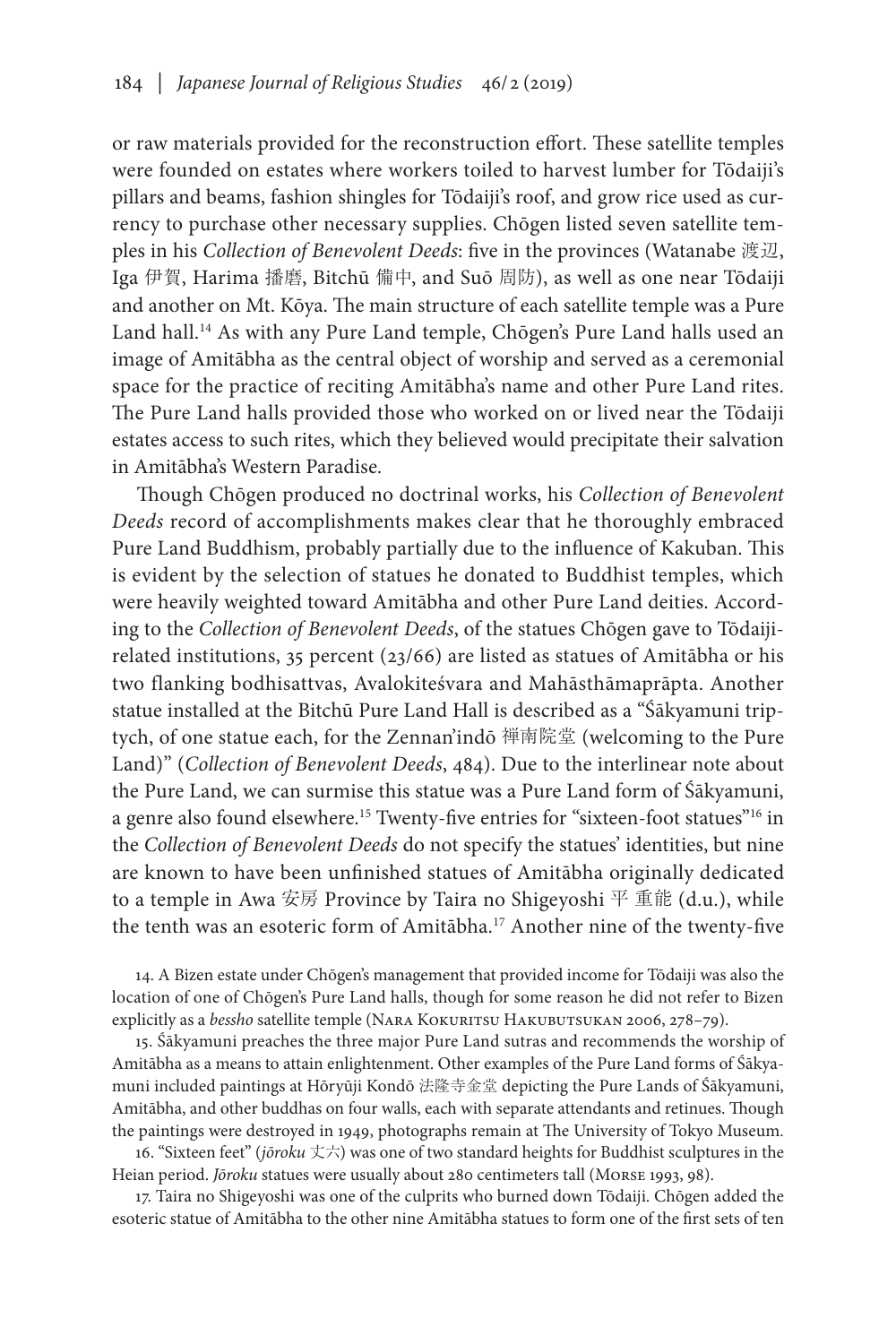or raw materials provided for the reconstruction effort. These satellite temples were founded on estates where workers toiled to harvest lumber for Tōdaiji's pillars and beams, fashion shingles for Tōdaiji's roof, and grow rice used as currency to purchase other necessary supplies. Chōgen listed seven satellite temples in his *Collection of Benevolent Deeds*: five in the provinces (Watanabe 渡辺, Iga 伊賀, Harima 播磨, Bitchū 備中, and Suō 周防), as well as one near Tōdaiji and another on Mt. Kōya. The main structure of each satellite temple was a Pure Land hall.[14] As with any Pure Land temple, Chōgen's Pure Land halls used an image of Amitābha as the central object of worship and served as a ceremonial space for the practice of reciting Amitābha's name and other Pure Land rites. The Pure Land halls provided those who worked on or lived near the Tōdaiji estates access to such rites, which they believed would precipitate their salvation in Amitābha's Western Paradise.

Though Chōgen produced no doctrinal works, his *Collection of Benevolent Deeds* record of accomplishments makes clear that he thoroughly embraced Pure Land Buddhism, probably partially due to the influence of Kakuban. This is evident by the selection of statues he donated to Buddhist temples, which were heavily weighted toward Amitābha and other Pure Land deities. According to the *Collection of Benevolent Deeds*, of the statues Chōgen gave to Tōdaiji-related institutions, 35 percent (23/66) are listed as statues of Amitābha or his two flanking bodhisattvas, Avalokiteśvara and Mahāsthāmaprāpta. Another statue installed at the Bitchū Pure Land Hall is described as a "Śākyamuni triptych, of one statue each, for the Zennan'indō 禅南院堂 (welcoming to the Pure Land)" (*Collection of Benevolent Deeds*, 484). Due to the interlinear note about the Pure Land, we can surmise this statue was a Pure Land form of Śākyamuni, a genre also found elsewhere.[15] Twenty-five entries for "sixteen-foot statues"[16] in the *Collection of Benevolent Deeds* do not specify the statues' identities, but nine are known to have been unfinished statues of Amitābha originally dedicated to a temple in Awa 安房 Province by Taira no Shigeyoshi 平 重能 (d.u.), while the tenth was an esoteric form of Amitābha.[17] Another nine of the twenty-five

14. A Bizen estate under Chōgen's management that provided income for Tōdaiji was also the location of one of Chōgen's Pure Land halls, though for some reason he did not refer to Bizen explicitly as a *bessho* satellite temple (Nara Kokuritsu Hakubutsukan 2006, 278–79).

15. Śākyamuni preaches the three major Pure Land sutras and recommends the worship of Amitābha as a means to attain enlightenment. Other examples of the Pure Land forms of Śākyamuni included paintings at Hōryūji Kondō 法隆寺金堂 depicting the Pure Lands of Śākyamuni, Amitābha, and other buddhas on four walls, each with separate attendants and retinues. Though the paintings were destroyed in 1949, photographs remain at The University of Tokyo Museum.

16. "Sixteen feet" (*jōroku* 丈六) was one of two standard heights for Buddhist sculptures in the Heian period. *Jōroku* statues were usually about 280 centimeters tall (Morse 1993, 98).

17. Taira no Shigeyoshi was one of the culprits who burned down Tōdaiji. Chōgen added the esoteric statue of Amitābha to the other nine Amitābha statues to form one of the first sets of ten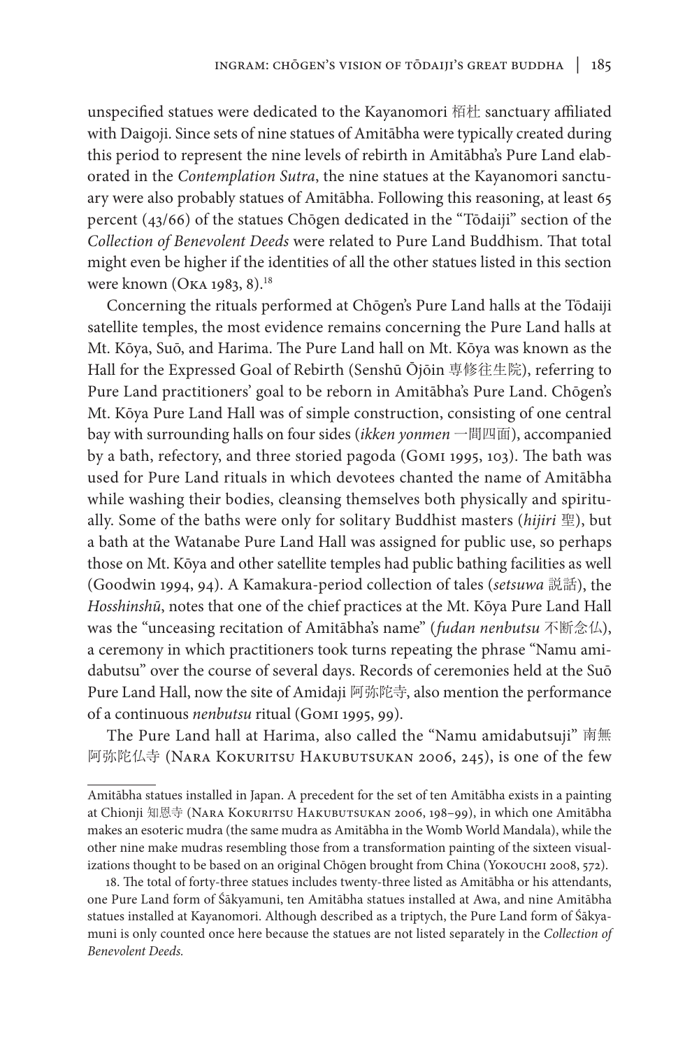unspecified statues were dedicated to the Kayanomori 栢杜 sanctuary affiliated with Daigoji. Since sets of nine statues of Amitābha were typically created during this period to represent the nine levels of rebirth in Amitābha's Pure Land elaborated in the *Contemplation Sutra*, the nine statues at the Kayanomori sanctuary were also probably statues of Amitābha. Following this reasoning, at least 65 percent (43/66) of the statues Chōgen dedicated in the "Tōdaiji" section of the *Collection of Benevolent Deeds* were related to Pure Land Buddhism. That total might even be higher if the identities of all the other statues listed in this section were known (Oka 1983, 8).[18]

Concerning the rituals performed at Chōgen's Pure Land halls at the Tōdaiji satellite temples, the most evidence remains concerning the Pure Land halls at Mt. Kōya, Suō, and Harima. The Pure Land hall on Mt. Kōya was known as the Hall for the Expressed Goal of Rebirth (Senshū Ōjōin 専修往生院), referring to Pure Land practitioners' goal to be reborn in Amitābha's Pure Land. Chōgen's Mt. Kōya Pure Land Hall was of simple construction, consisting of one central bay with surrounding halls on four sides (*ikken yonmen* 一間四面), accompanied by a bath, refectory, and three storied pagoda (Gomi 1995, 103). The bath was used for Pure Land rituals in which devotees chanted the name of Amitābha while washing their bodies, cleansing themselves both physically and spiritually. Some of the baths were only for solitary Buddhist masters (*hijiri* 聖), but a bath at the Watanabe Pure Land Hall was assigned for public use, so perhaps those on Mt. Kōya and other satellite temples had public bathing facilities as well (Goodwin 1994, 94). A Kamakura-period collection of tales (*setsuwa* 説話), the *Hosshinshū*, notes that one of the chief practices at the Mt. Kōya Pure Land Hall was the "unceasing recitation of Amitābha's name" (*fudan nenbutsu* 不断念仏), a ceremony in which practitioners took turns repeating the phrase "Namu amidabutsu" over the course of several days. Records of ceremonies held at the Suō Pure Land Hall, now the site of Amidaji 阿弥陀寺, also mention the performance of a continuous *nenbutsu* ritual (Gomi 1995, 99).

The Pure Land hall at Harima, also called the "Namu amidabutsuji" 南無阿弥陀仏寺 (Nara Kokuritsu Hakubutsukan 2006, 245), is one of the few

---

Amitābha statues installed in Japan. A precedent for the set of ten Amitābha exists in a painting at Chionji 知恩寺 (Nara Kokuritsu Hakubutsukan 2006, 198–99), in which one Amitābha makes an esoteric mudra (the same mudra as Amitābha in the Womb World Mandala), while the other nine make mudras resembling those from a transformation painting of the sixteen visualizations thought to be based on an original Chōgen brought from China (Yokouchi 2008, 572).

18. The total of forty-three statues includes twenty-three listed as Amitābha or his attendants, one Pure Land form of Śākyamuni, ten Amitābha statues installed at Awa, and nine Amitābha statues installed at Kayanomori. Although described as a triptych, the Pure Land form of Śākyamuni is only counted once here because the statues are not listed separately in the *Collection of Benevolent Deeds.*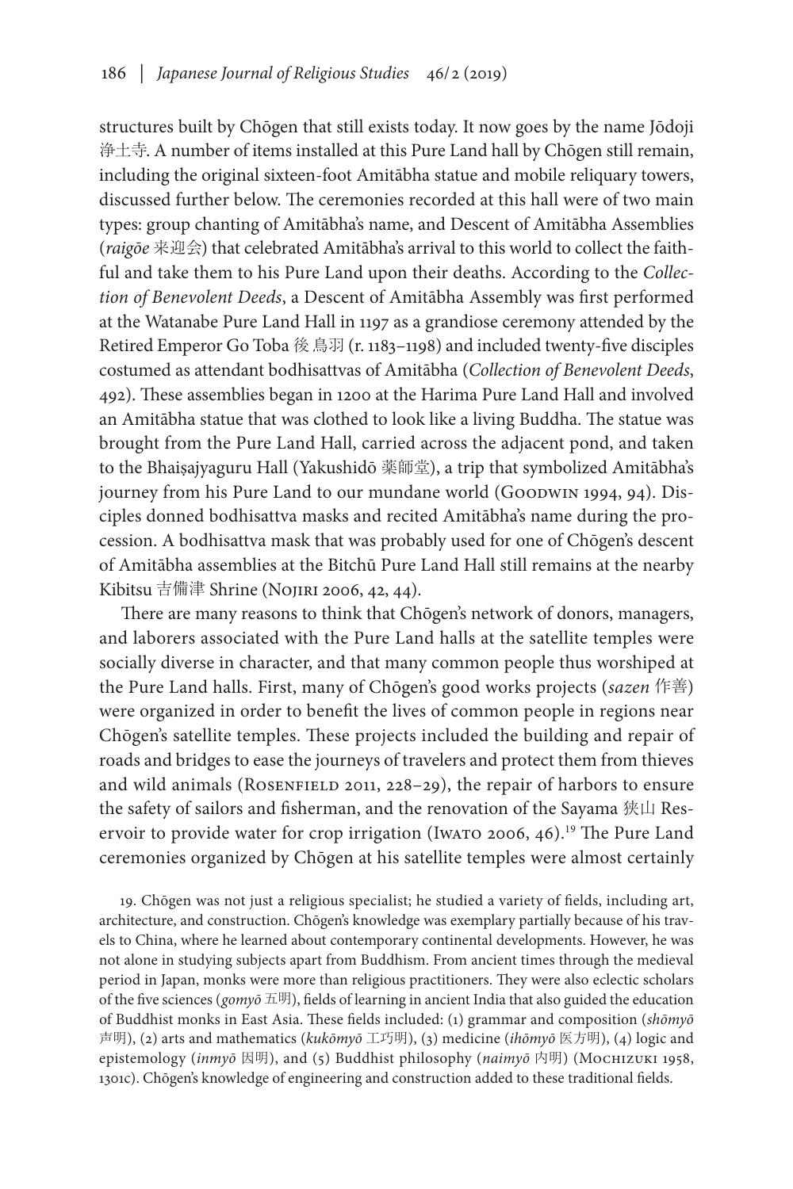structures built by Chōgen that still exists today. It now goes by the name Jōdoji 浄土寺. A number of items installed at this Pure Land hall by Chōgen still remain, including the original sixteen-foot Amitābha statue and mobile reliquary towers, discussed further below. The ceremonies recorded at this hall were of two main types: group chanting of Amitābha's name, and Descent of Amitābha Assemblies (*raigōe* 来迎会) that celebrated Amitābha's arrival to this world to collect the faithful and take them to his Pure Land upon their deaths. According to the *Collection of Benevolent Deeds*, a Descent of Amitābha Assembly was first performed at the Watanabe Pure Land Hall in 1197 as a grandiose ceremony attended by the Retired Emperor Go Toba 後鳥羽 (r. 1183–1198) and included twenty-five disciples costumed as attendant bodhisattvas of Amitābha (*Collection of Benevolent Deeds*, 492). These assemblies began in 1200 at the Harima Pure Land Hall and involved an Amitābha statue that was clothed to look like a living Buddha. The statue was brought from the Pure Land Hall, carried across the adjacent pond, and taken to the Bhaiṣajyaguru Hall (Yakushidō 薬師堂), a trip that symbolized Amitābha's journey from his Pure Land to our mundane world (Goodwin 1994, 94). Disciples donned bodhisattva masks and recited Amitābha's name during the procession. A bodhisattva mask that was probably used for one of Chōgen's descent of Amitābha assemblies at the Bitchū Pure Land Hall still remains at the nearby Kibitsu 吉備津 Shrine (Nojiri 2006, 42, 44).

There are many reasons to think that Chōgen's network of donors, managers, and laborers associated with the Pure Land halls at the satellite temples were socially diverse in character, and that many common people thus worshiped at the Pure Land halls. First, many of Chōgen's good works projects (*sazen* 作善) were organized in order to benefit the lives of common people in regions near Chōgen's satellite temples. These projects included the building and repair of roads and bridges to ease the journeys of travelers and protect them from thieves and wild animals (Rosenfield 2011, 228–29), the repair of harbors to ensure the safety of sailors and fisherman, and the renovation of the Sayama 狭山 Reservoir to provide water for crop irrigation (Iwato 2006, 46).[19] The Pure Land ceremonies organized by Chōgen at his satellite temples were almost certainly

19. Chōgen was not just a religious specialist; he studied a variety of fields, including art, architecture, and construction. Chōgen's knowledge was exemplary partially because of his travels to China, where he learned about contemporary continental developments. However, he was not alone in studying subjects apart from Buddhism. From ancient times through the medieval period in Japan, monks were more than religious practitioners. They were also eclectic scholars of the five sciences (*gomyō* 五明), fields of learning in ancient India that also guided the education of Buddhist monks in East Asia. These fields included: (1) grammar and composition (*shōmyō* 声明), (2) arts and mathematics (*kukōmyō* 工巧明), (3) medicine (*ihōmyō* 医方明), (4) logic and epistemology (*inmyō* 因明), and (5) Buddhist philosophy (*naimyō* 内明) (Mochizuki 1958, 1301c). Chōgen's knowledge of engineering and construction added to these traditional fields.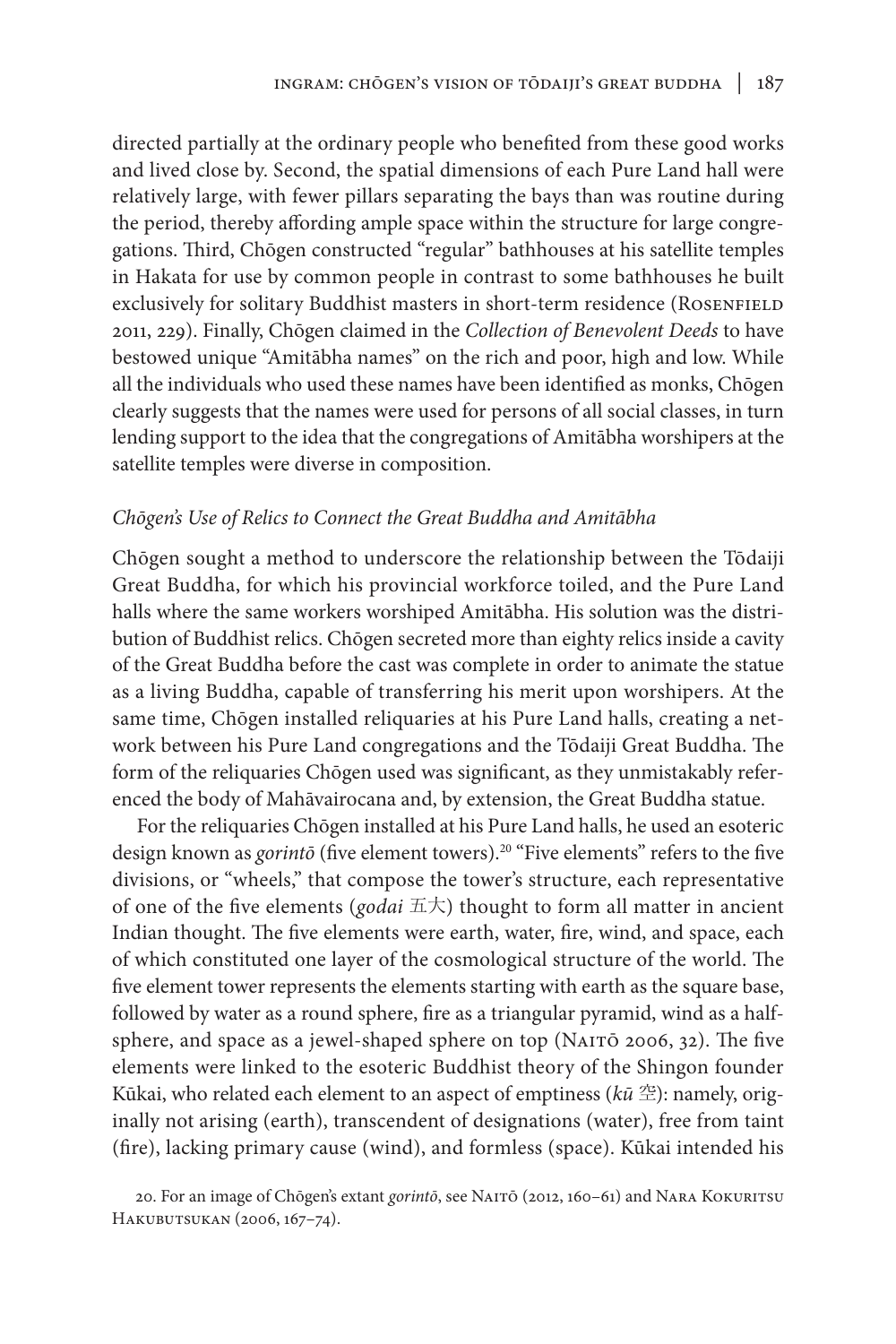directed partially at the ordinary people who benefited from these good works and lived close by. Second, the spatial dimensions of each Pure Land hall were relatively large, with fewer pillars separating the bays than was routine during the period, thereby affording ample space within the structure for large congregations. Third, Chōgen constructed "regular" bathhouses at his satellite temples in Hakata for use by common people in contrast to some bathhouses he built exclusively for solitary Buddhist masters in short-term residence (Rosenfield 2011, 229). Finally, Chōgen claimed in the *Collection of Benevolent Deeds* to have bestowed unique "Amitābha names" on the rich and poor, high and low. While all the individuals who used these names have been identified as monks, Chōgen clearly suggests that the names were used for persons of all social classes, in turn lending support to the idea that the congregations of Amitābha worshipers at the satellite temples were diverse in composition.

### *Chōgen's Use of Relics to Connect the Great Buddha and Amitābha*

Chōgen sought a method to underscore the relationship between the Tōdaiji Great Buddha, for which his provincial workforce toiled, and the Pure Land halls where the same workers worshiped Amitābha. His solution was the distribution of Buddhist relics. Chōgen secreted more than eighty relics inside a cavity of the Great Buddha before the cast was complete in order to animate the statue as a living Buddha, capable of transferring his merit upon worshipers. At the same time, Chōgen installed reliquaries at his Pure Land halls, creating a network between his Pure Land congregations and the Tōdaiji Great Buddha. The form of the reliquaries Chōgen used was significant, as they unmistakably referenced the body of Mahāvairocana and, by extension, the Great Buddha statue.

For the reliquaries Chōgen installed at his Pure Land halls, he used an esoteric design known as *gorintō* (five element towers).[20] "Five elements" refers to the five divisions, or "wheels," that compose the tower's structure, each representative of one of the five elements (*godai* 五大) thought to form all matter in ancient Indian thought. The five elements were earth, water, fire, wind, and space, each of which constituted one layer of the cosmological structure of the world. The five element tower represents the elements starting with earth as the square base, followed by water as a round sphere, fire as a triangular pyramid, wind as a half-sphere, and space as a jewel-shaped sphere on top (Naitō 2006, 32). The five elements were linked to the esoteric Buddhist theory of the Shingon founder Kūkai, who related each element to an aspect of emptiness (*kū* 空): namely, originally not arising (earth), transcendent of designations (water), free from taint (fire), lacking primary cause (wind), and formless (space). Kūkai intended his

20. For an image of Chōgen's extant *gorintō*, see Naitō (2012, 160–61) and Nara Kokuritsu Hakubutsukan (2006, 167–74).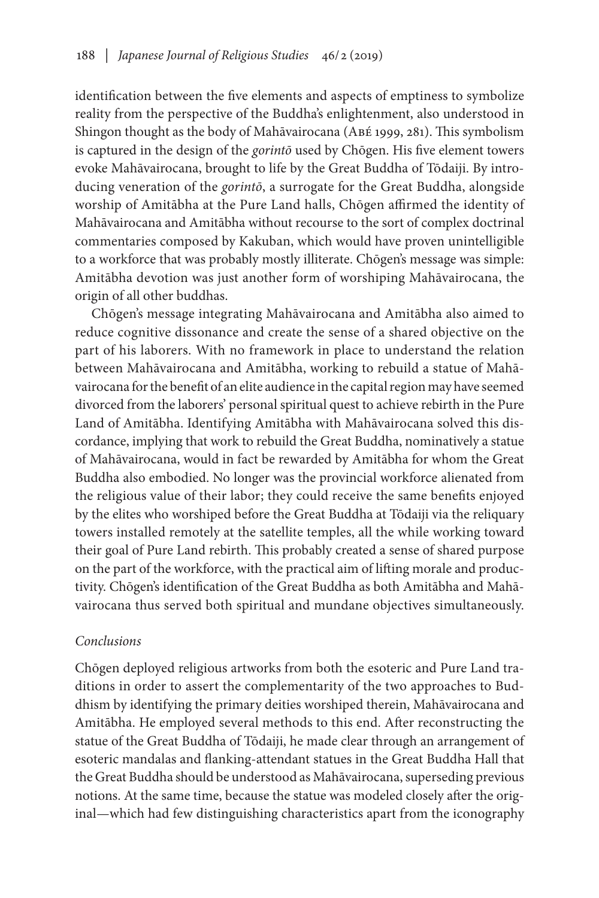identification between the five elements and aspects of emptiness to symbolize reality from the perspective of the Buddha's enlightenment, also understood in Shingon thought as the body of Mahāvairocana (Abé 1999, 281). This symbolism is captured in the design of the *gorintō* used by Chōgen. His five element towers evoke Mahāvairocana, brought to life by the Great Buddha of Tōdaiji. By introducing veneration of the *gorintō*, a surrogate for the Great Buddha, alongside worship of Amitābha at the Pure Land halls, Chōgen affirmed the identity of Mahāvairocana and Amitābha without recourse to the sort of complex doctrinal commentaries composed by Kakuban, which would have proven unintelligible to a workforce that was probably mostly illiterate. Chōgen's message was simple: Amitābha devotion was just another form of worshiping Mahāvairocana, the origin of all other buddhas.

Chōgen's message integrating Mahāvairocana and Amitābha also aimed to reduce cognitive dissonance and create the sense of a shared objective on the part of his laborers. With no framework in place to understand the relation between Mahāvairocana and Amitābha, working to rebuild a statue of Mahāvairocana for the benefit of an elite audience in the capital region may have seemed divorced from the laborers' personal spiritual quest to achieve rebirth in the Pure Land of Amitābha. Identifying Amitābha with Mahāvairocana solved this discordance, implying that work to rebuild the Great Buddha, nominatively a statue of Mahāvairocana, would in fact be rewarded by Amitābha for whom the Great Buddha also embodied. No longer was the provincial workforce alienated from the religious value of their labor; they could receive the same benefits enjoyed by the elites who worshiped before the Great Buddha at Tōdaiji via the reliquary towers installed remotely at the satellite temples, all the while working toward their goal of Pure Land rebirth. This probably created a sense of shared purpose on the part of the workforce, with the practical aim of lifting morale and productivity. Chōgen's identification of the Great Buddha as both Amitābha and Mahāvairocana thus served both spiritual and mundane objectives simultaneously.

### *Conclusions*

Chōgen deployed religious artworks from both the esoteric and Pure Land traditions in order to assert the complementarity of the two approaches to Buddhism by identifying the primary deities worshiped therein, Mahāvairocana and Amitābha. He employed several methods to this end. After reconstructing the statue of the Great Buddha of Tōdaiji, he made clear through an arrangement of esoteric mandalas and flanking-attendant statues in the Great Buddha Hall that the Great Buddha should be understood as Mahāvairocana, superseding previous notions. At the same time, because the statue was modeled closely after the original—which had few distinguishing characteristics apart from the iconography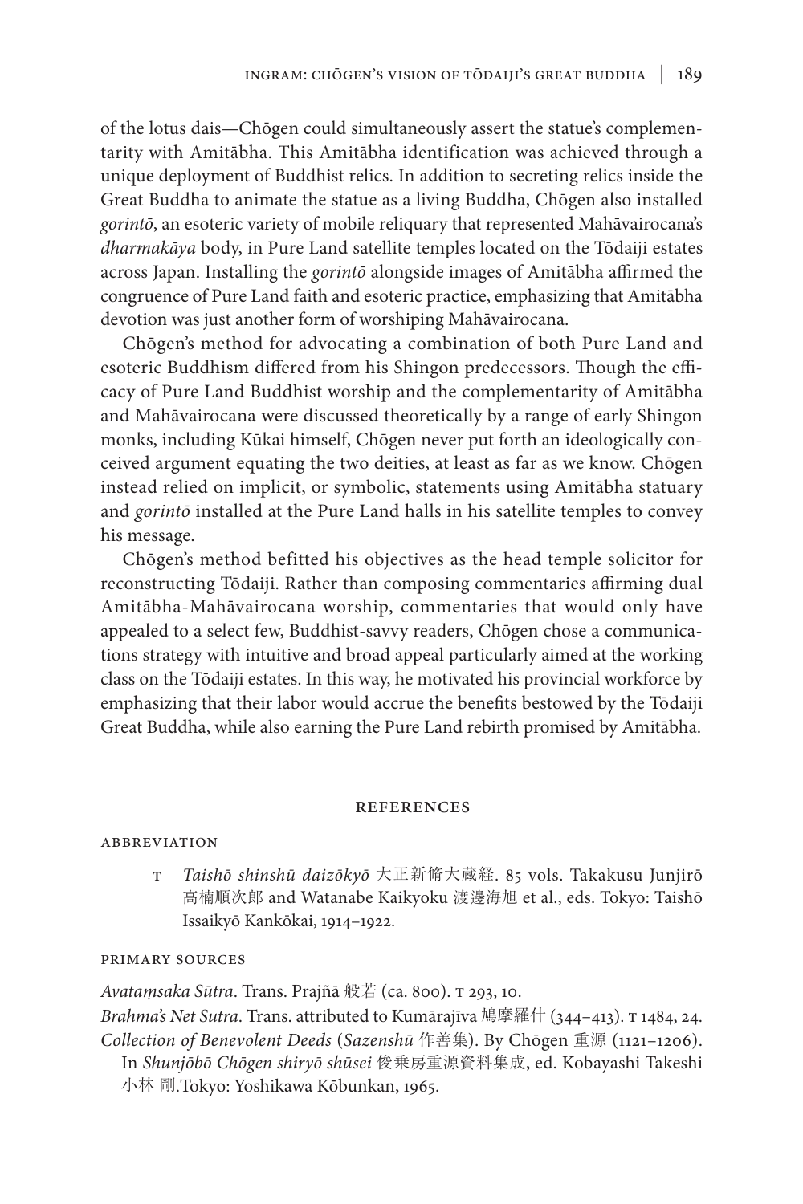of the lotus dais—Chōgen could simultaneously assert the statue's complementarity with Amitābha. This Amitābha identification was achieved through a unique deployment of Buddhist relics. In addition to secreting relics inside the Great Buddha to animate the statue as a living Buddha, Chōgen also installed *gorintō*, an esoteric variety of mobile reliquary that represented Mahāvairocana's *dharmakāya* body, in Pure Land satellite temples located on the Tōdaiji estates across Japan. Installing the *gorintō* alongside images of Amitābha affirmed the congruence of Pure Land faith and esoteric practice, emphasizing that Amitābha devotion was just another form of worshiping Mahāvairocana.

Chōgen's method for advocating a combination of both Pure Land and esoteric Buddhism differed from his Shingon predecessors. Though the efficacy of Pure Land Buddhist worship and the complementarity of Amitābha and Mahāvairocana were discussed theoretically by a range of early Shingon monks, including Kūkai himself, Chōgen never put forth an ideologically conceived argument equating the two deities, at least as far as we know. Chōgen instead relied on implicit, or symbolic, statements using Amitābha statuary and *gorintō* installed at the Pure Land halls in his satellite temples to convey his message.

Chōgen's method befitted his objectives as the head temple solicitor for reconstructing Tōdaiji. Rather than composing commentaries affirming dual Amitābha-Mahāvairocana worship, commentaries that would only have appealed to a select few, Buddhist-savvy readers, Chōgen chose a communications strategy with intuitive and broad appeal particularly aimed at the working class on the Tōdaiji estates. In this way, he motivated his provincial workforce by emphasizing that their labor would accrue the benefits bestowed by the Tōdaiji Great Buddha, while also earning the Pure Land rebirth promised by Amitābha.

## REFERENCES

### ABBREVIATION

T *Taishō shinshū daizōkyō* 大正新脩大蔵経. 85 vols. Takakusu Junjirō 高楠順次郎 and Watanabe Kaikyoku 渡邊海旭 et al., eds. Tokyo: Taishō Issaikyō Kankōkai, 1914–1922.

### PRIMARY SOURCES

*Avataṃsaka Sūtra*. Trans. Prajñā 般若 (ca. 800). T 293, 10.

*Brahma's Net Sutra*. Trans. attributed to Kumārajīva 鳩摩羅什 (344–413). T 1484, 24.

*Collection of Benevolent Deeds* (*Sazenshū* 作善集). By Chōgen 重源 (1121–1206). In *Shunjōbō Chōgen shiryō shūsei* 俊乗房重源資料集成, ed. Kobayashi Takeshi 小林 剛.Tokyo: Yoshikawa Kōbunkan, 1965.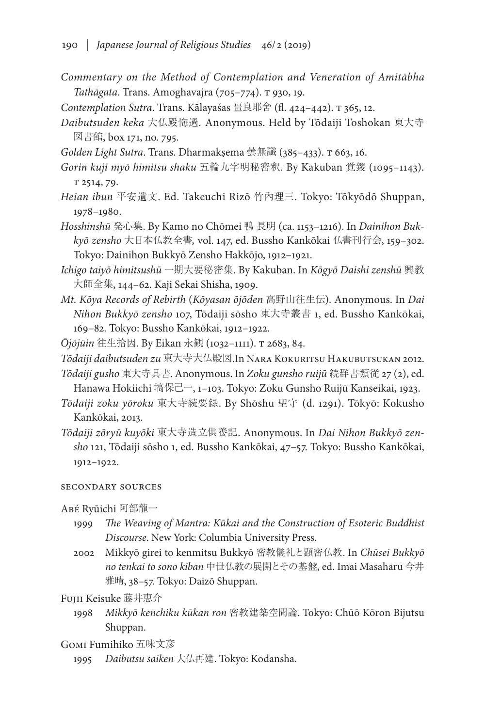*Commentary on the Method of Contemplation and Veneration of Amitābha Tathāgata*. Trans. Amoghavajra (705–774). T 930, 19.

*Contemplation Sutra*. Trans. Kālayaśas 畺良耶舍 (fl. 424–442). T 365, 12.

*Daibutsuden keka* 大仏殿悔過. Anonymous. Held by Tōdaiji Toshokan 東大寺図書館, box 171, no. 795.

*Golden Light Sutra*. Trans. Dharmakṣema 曇無讖 (385–433). T 663, 16.

*Gorin kuji myō himitsu shaku* 五輪九字明秘密釈. By Kakuban 覚鑁 (1095–1143). T 2514, 79.

*Heian ibun* 平安遺文. Ed. Takeuchi Rizō 竹内理三. Tokyo: Tōkyōdō Shuppan, 1978–1980.

*Hosshinshū* 発心集. By Kamo no Chōmei 鴨 長明 (ca. 1153–1216). In *Dainihon Bukkyō zensho* 大日本仏教全書, vol. 147, ed. Bussho Kankōkai 仏書刊行会, 159–302. Tokyo: Dainihon Bukkyō Zensho Hakkōjo, 1912–1921.

*Ichigo taiyō himitsushū* 一期大要秘密集. By Kakuban. In *Kōgyō Daishi zenshū* 興教大師全集, 144–62. Kaji Sekai Shisha, 1909.

*Mt. Kōya Records of Rebirth* (*Kōyasan ōjōden* 高野山往生伝). Anonymous. In *Dai Nihon Bukkyō zensho* 107, Tōdaiji sōsho 東大寺叢書 1, ed. Bussho Kankōkai, 169–82. Tokyo: Bussho Kankōkai, 1912–1922.

*Ōjōjūin* 往生拾因. By Eikan 永観 (1032–1111). T 2683, 84.

*Tōdaiji daibutsuden zu* 東大寺大仏殿図.In Nara Kokuritsu Hakubutsukan 2012.

*Tōdaiji gusho* 東大寺具書. Anonymous. In *Zoku gunsho ruijū* 続群書類従 27 (2), ed. Hanawa Hokiichi 塙保己一, 1–103. Tokyo: Zoku Gunsho Ruijū Kanseikai, 1923.

*Tōdaiji zoku yōroku* 東大寺続要録. By Shōshu 聖守 (d. 1291). Tōkyō: Kokusho Kankōkai, 2013.

*Tōdaiji zōryū kuyōki* 東大寺造立供養記. Anonymous. In *Dai Nihon Bukkyō zensho* 121, Tōdaiji sōsho 1, ed. Bussho Kankōkai, 47–57. Tokyo: Bussho Kankōkai, 1912–1922.

## Secondary Sources

Abé Ryūichi 阿部龍一

1999 *The Weaving of Mantra: Kūkai and the Construction of Esoteric Buddhist Discourse*. New York: Columbia University Press.

2002 Mikkyō girei to kenmitsu Bukkyō 密教儀礼と顕密仏教. In *Chūsei Bukkyō no tenkai to sono kiban* 中世仏教の展開とその基盤, ed. Imai Masaharu 今井雅晴, 38–57. Tokyo: Daizō Shuppan.

Fujii Keisuke 藤井恵介

1998 *Mikkyō kenchiku kūkan ron* 密教建築空間論. Tokyo: Chūō Kōron Bijutsu Shuppan.

Gomi Fumihiko 五味文彦

1995 *Daibutsu saiken* 大仏再建. Tokyo: Kodansha.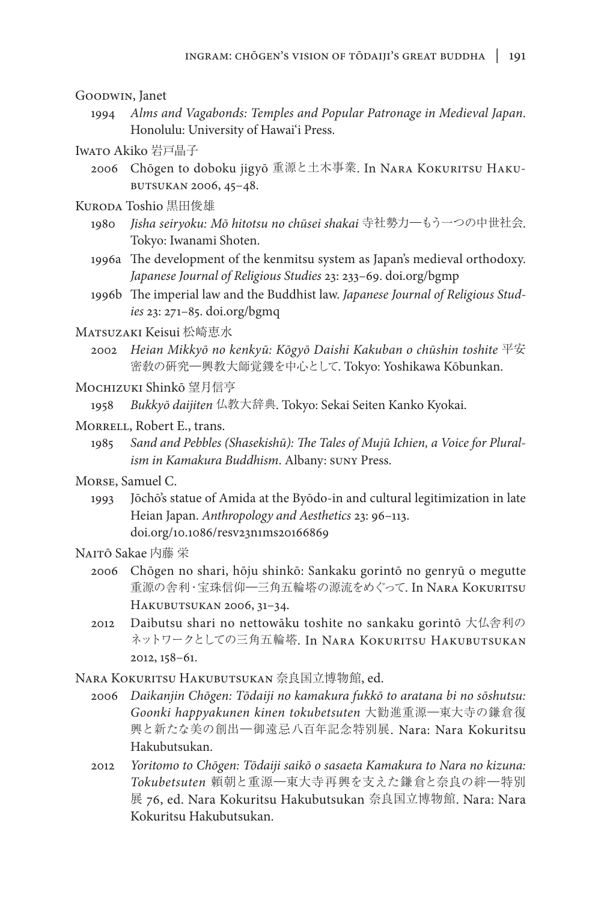Goodwin, Janet

1994 *Alms and Vagabonds: Temples and Popular Patronage in Medieval Japan*. Honolulu: University of Hawai'i Press.

Iwato Akiko 岩戸晶子

2006 Chōgen to doboku jigyō 重源と土木事業. In Nara Kokuritsu Hakubutsukan 2006, 45–48.

Kuroda Toshio 黒田俊雄

1980 *Jisha seiryoku: Mō hitotsu no chūsei shakai* 寺社勢力—もう一つの中世社会. Tokyo: Iwanami Shoten.

1996a The development of the kenmitsu system as Japan's medieval orthodoxy. *Japanese Journal of Religious Studies* 23: 233–69. doi.org/bgmp

1996b The imperial law and the Buddhist law. *Japanese Journal of Religious Studies* 23: 271–85. doi.org/bgmq

Matsuzaki Keisui 松崎恵水

2002 *Heian Mikkyō no kenkyū: Kōgyō Daishi Kakuban o chūshin toshite* 平安密教の研究—興教大師覚鑁を中心として. Tokyo: Yoshikawa Kōbunkan.

Mochizuki Shinkō 望月信亨

1958 *Bukkyō daijiten* 仏教大辞典. Tokyo: Sekai Seiten Kanko Kyokai.

Morrell, Robert E., trans.

1985 *Sand and Pebbles (Shasekishū): The Tales of Mujū Ichien, a Voice for Pluralism in Kamakura Buddhism*. Albany: suny Press.

Morse, Samuel C.

1993 Jōchō's statue of Amida at the Byōdo-in and cultural legitimization in late Heian Japan. *Anthropology and Aesthetics* 23: 96–113. doi.org/10.1086/resv23n1ms20166869

Naitō Sakae 内藤 栄

2006 Chōgen no shari, hōju shinkō: Sankaku gorintō no genryū o megutte 重源の舎利·宝珠信仰—三角五輪塔の源流をめぐって. In Nara Kokuritsu Hakubutsukan 2006, 31–34.

2012 Daibutsu shari no nettowāku toshite no sankaku gorintō 大仏舎利のネットワークとしての三角五輪塔. In Nara Kokuritsu Hakubutsukan 2012, 158–61.

Nara Kokuritsu Hakubutsukan 奈良国立博物館, ed.

2006 *Daikanjin Chōgen: Tōdaiji no kamakura fukkō to aratana bi no sōshutsu: Goonki happyakunen kinen tokubetsuten* 大勧進重源—東大寺の鎌倉復興と新たな美の創出—御遠忌八百年記念特別展. Nara: Nara Kokuritsu Hakubutsukan.

2012 *Yoritomo to Chōgen: Tōdaiji saikō o sasaeta Kamakura to Nara no kizuna: Tokubetsuten* 頼朝と重源—東大寺再興を支えた鎌倉と奈良の絆—特別展 76, ed. Nara Kokuritsu Hakubutsukan 奈良国立博物館. Nara: Nara Kokuritsu Hakubutsukan.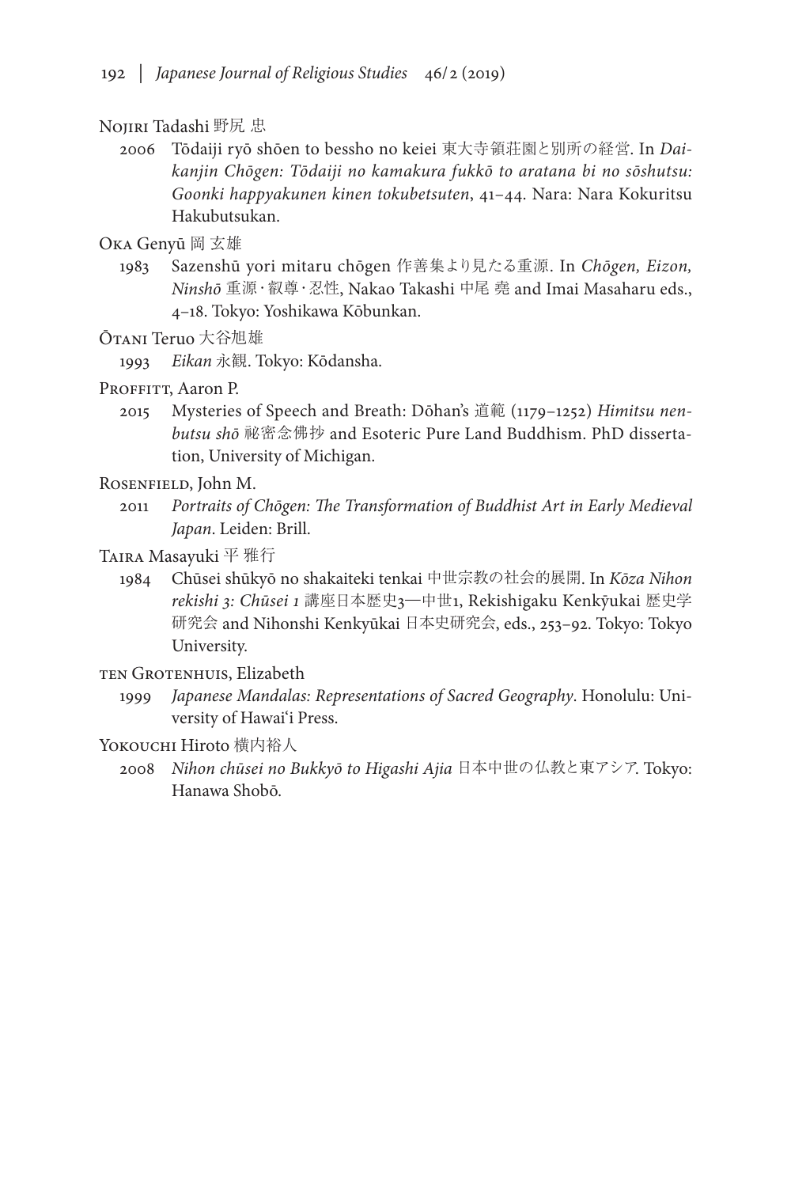Nojiri Tadashi 野尻 忠

2006 Tōdaiji ryō shōen to bessho no keiei 東大寺領荘園と別所の経営. In *Daikanjin Chōgen: Tōdaiji no kamakura fukkō to aratana bi no sōshutsu: Goonki happyakunen kinen tokubetsuten*, 41–44. Nara: Nara Kokuritsu Hakubutsukan.

Oka Genyū 岡 玄雄

1983 Sazenshū yori mitaru chōgen 作善集より見たる重源. In *Chōgen, Eizon, Ninshō* 重源・叡尊・忍性, Nakao Takashi 中尾 堯 and Imai Masaharu eds., 4–18. Tokyo: Yoshikawa Kōbunkan.

Ōtani Teruo 大谷旭雄

1993 *Eikan* 永観. Tokyo: Kōdansha.

Proffitt, Aaron P.

2015 Mysteries of Speech and Breath: Dōhan's 道範 (1179–1252) *Himitsu nenbutsu shō* 祕密念佛抄 and Esoteric Pure Land Buddhism. PhD dissertation, University of Michigan.

Rosenfield, John M.

2011 *Portraits of Chōgen: The Transformation of Buddhist Art in Early Medieval Japan*. Leiden: Brill.

Taira Masayuki 平 雅行

1984 Chūsei shūkyō no shakaiteki tenkai 中世宗教の社会的展開. In *Kōza Nihon rekishi 3: Chūsei 1* 講座日本歴史3—中世1, Rekishigaku Kenkyūkai 歴史学研究会 and Nihonshi Kenkyūkai 日本史研究会, eds., 253–92. Tokyo: Tokyo University.

ten Grotenhuis, Elizabeth

1999 *Japanese Mandalas: Representations of Sacred Geography*. Honolulu: University of Hawai'i Press.

Yokouchi Hiroto 横内裕人

2008 *Nihon chūsei no Bukkyō to Higashi Ajia* 日本中世の仏教と東アシア. Tokyo: Hanawa Shobō.